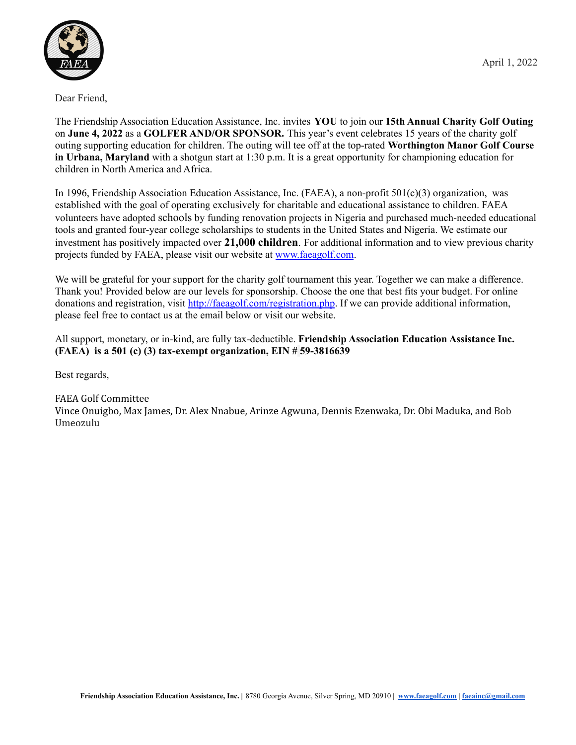April 1, 2022

Dear Friend,

The Friendship Association Education Assistance, Inc. invites **YOU** to join our **15th Annual Charity Golf Outing** on **June 4, 2022** as a **GOLFER AND/OR SPONSOR.** This year's event celebrates 15 years of the charity golf outing supporting education for children. The outing will tee off at the top-rated **Worthington Manor Golf Course in Urbana, Maryland** with a shotgun start at 1:30 p.m. It is a great opportunity for championing education for children in North America and Africa.

In 1996, Friendship Association Education Assistance, Inc. (FAEA), a non-profit 501(c)(3) organization, was established with the goal of operating exclusively for charitable and educational assistance to children. FAEA volunteers have adopted schools by funding renovation projects in Nigeria and purchased much-needed educational tools and granted four-year college scholarships to students in the United States and Nigeria. We estimate our investment has positively impacted over **21,000 children**. For additional information and to view previous charity projects funded by FAEA, please visit our website at [www.faeagolf.com](www.faeagolf.com).

We will be grateful for your support for the charity golf tournament this year. Together we can make a difference. Thank you! Provided below are our levels for sponsorship. Choose the one that best fits your budget. For online donations and registration, visit [http://faeagolf.com/registration.php](http://faeagolf.com/registration.php). If we can provide additional information, please feel free to contact us at the email below or visit our website.

All support, monetary, or in-kind, are fully tax-deductible. **Friendship Association Education Assistance Inc. (FAEA) is a 501 (c) (3) tax-exempt organization, EIN # 59-3816639**

Best regards,

FAEA Golf Committee
Vince Onuigbo, Max James, Dr. Alex Nnabue, Arinze Agwuna, Dennis Ezenwaka, Dr. Obi Maduka, and Bob Umeozulu

**Friendship Association Education Assistance, Inc.** | 8780 Georgia Avenue, Silver Spring, MD 20910 || **[www.faeagolf.com](www.faeagolf.com)** | **[faeainc@gmail.com](mailto:faeainc@gmail.com)**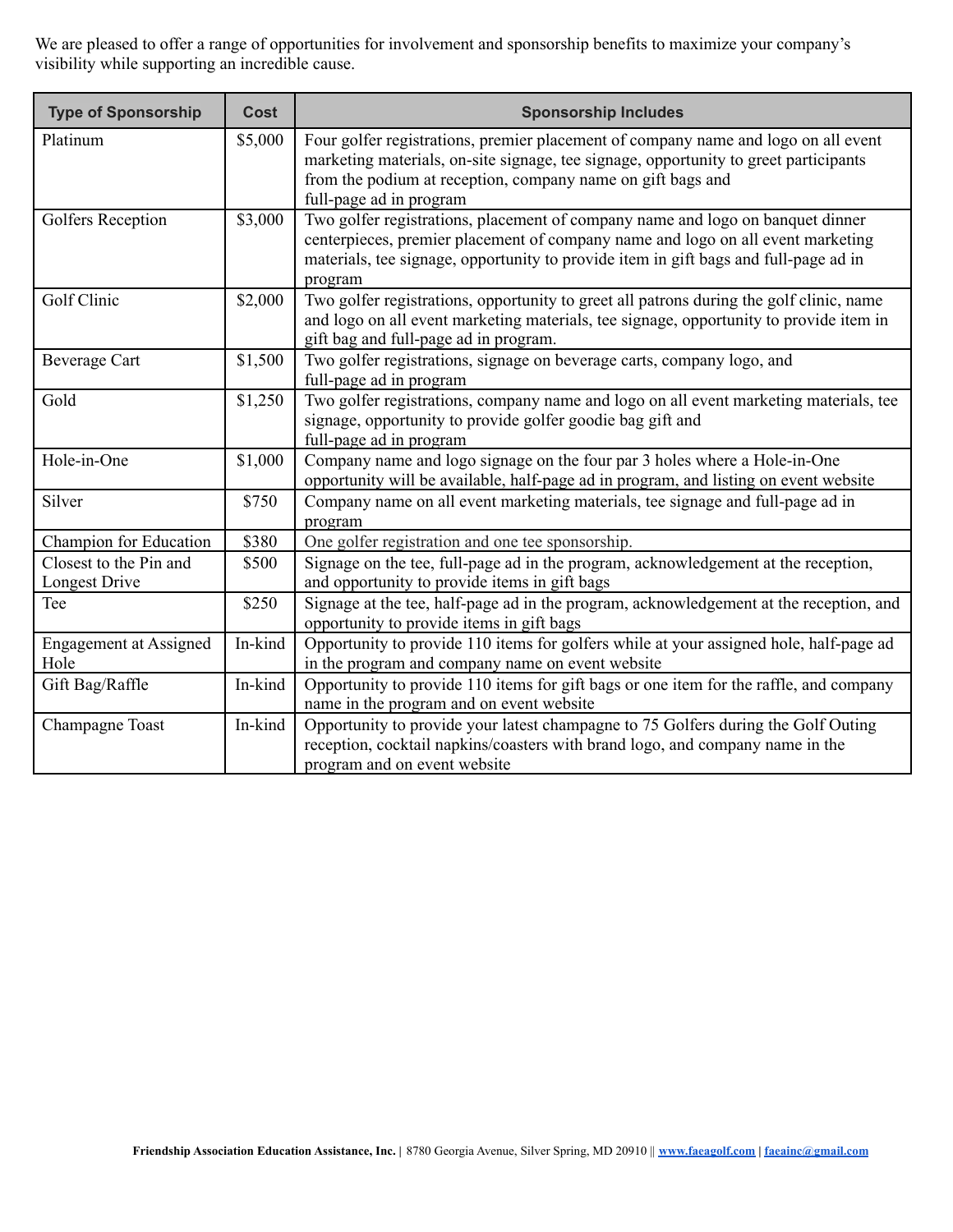We are pleased to offer a range of opportunities for involvement and sponsorship benefits to maximize your company's visibility while supporting an incredible cause.

| Type of Sponsorship | Cost | Sponsorship Includes |
|---|---|---|
| Platinum | $5,000 | Four golfer registrations, premier placement of company name and logo on all event marketing materials, on-site signage, tee signage, opportunity to greet participants from the podium at reception, company name on gift bags and full-page ad in program |
| Golfers Reception | $3,000 | Two golfer registrations, placement of company name and logo on banquet dinner centerpieces, premier placement of company name and logo on all event marketing materials, tee signage, opportunity to provide item in gift bags and full-page ad in program |
| Golf Clinic | $2,000 | Two golfer registrations, opportunity to greet all patrons during the golf clinic, name and logo on all event marketing materials, tee signage, opportunity to provide item in gift bag and full-page ad in program. |
| Beverage Cart | $1,500 | Two golfer registrations, signage on beverage carts, company logo, and full-page ad in program |
| Gold | $1,250 | Two golfer registrations, company name and logo on all event marketing materials, tee signage, opportunity to provide golfer goodie bag gift and full-page ad in program |
| Hole-in-One | $1,000 | Company name and logo signage on the four par 3 holes where a Hole-in-One opportunity will be available, half-page ad in program, and listing on event website |
| Silver | $750 | Company name on all event marketing materials, tee signage and full-page ad in program |
| Champion for Education | $380 | One golfer registration and one tee sponsorship. |
| Closest to the Pin and Longest Drive | $500 | Signage on the tee, full-page ad in the program, acknowledgement at the reception, and opportunity to provide items in gift bags |
| Tee | $250 | Signage at the tee, half-page ad in the program, acknowledgement at the reception, and opportunity to provide items in gift bags |
| Engagement at Assigned Hole | In-kind | Opportunity to provide 110 items for golfers while at your assigned hole, half-page ad in the program and company name on event website |
| Gift Bag/Raffle | In-kind | Opportunity to provide 110 items for gift bags or one item for the raffle, and company name in the program and on event website |
| Champagne Toast | In-kind | Opportunity to provide your latest champagne to 75 Golfers during the Golf Outing reception, cocktail napkins/coasters with brand logo, and company name in the program and on event website |

**Friendship Association Education Assistance, Inc.** | 8780 Georgia Avenue, Silver Spring, MD 20910 || **www.faeagolf.com** | **faeainc@gmail.com**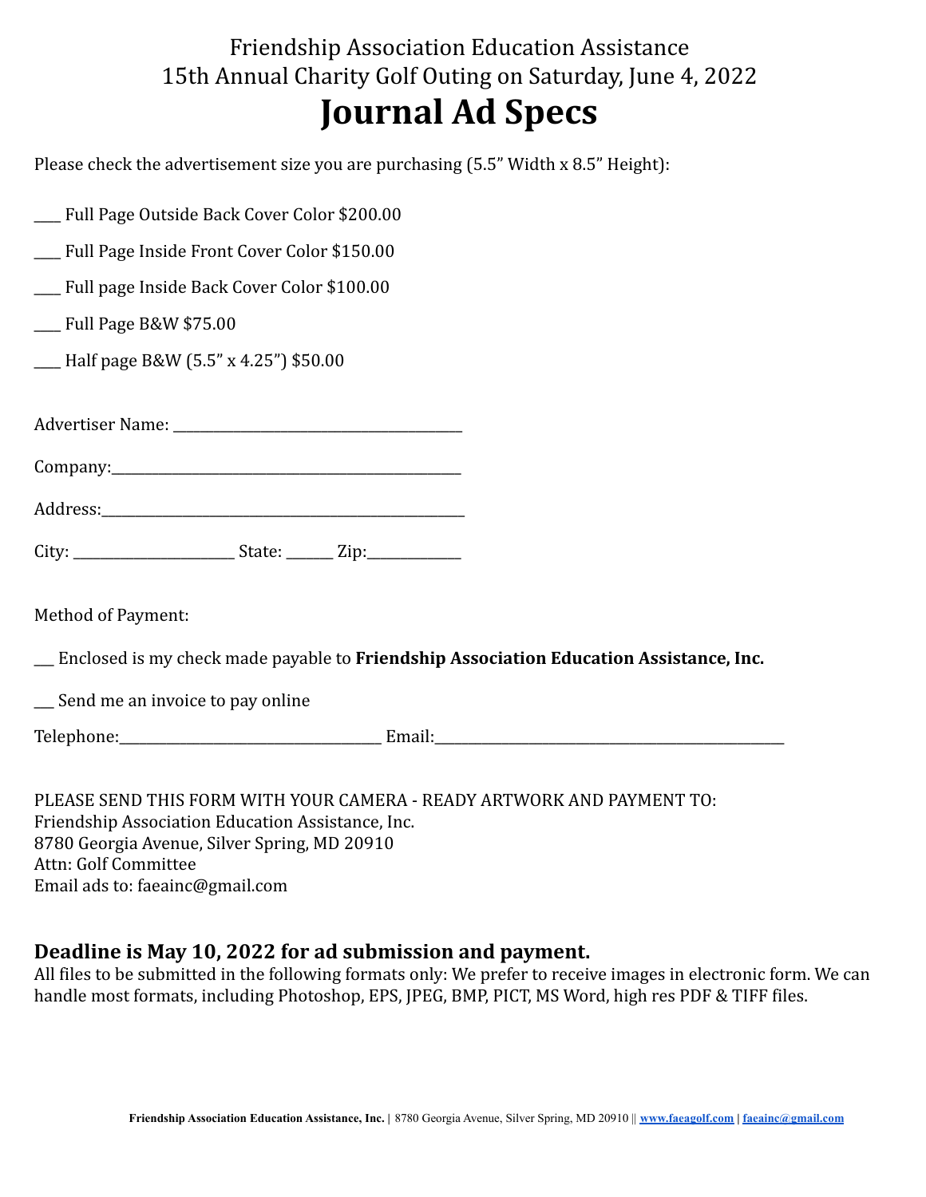Friendship Association Education Assistance
15th Annual Charity Golf Outing on Saturday, June 4, 2022

# Journal Ad Specs

Please check the advertisement size you are purchasing (5.5” Width x 8.5” Height):

___ Full Page Outside Back Cover Color $200.00

___ Full Page Inside Front Cover Color $150.00

___ Full page Inside Back Cover Color $100.00

___ Full Page B&W $75.00

___ Half page B&W (5.5” x 4.25”) $50.00

Advertiser Name: ____________________________________

Company:_____________________________________________

Address:______________________________________________

City: ____________________ State: ______ Zip:____________

Method of Payment:

___ Enclosed is my check made payable to **Friendship Association Education Assistance, Inc.**

___ Send me an invoice to pay online

Telephone:_________________________________ Email:_____________________________________________

PLEASE SEND THIS FORM WITH YOUR CAMERA - READY ARTWORK AND PAYMENT TO:
Friendship Association Education Assistance, Inc.
8780 Georgia Avenue, Silver Spring, MD 20910
Attn: Golf Committee
Email ads to: faeainc@gmail.com

**Deadline is May 10, 2022 for ad submission and payment.**
All files to be submitted in the following formats only: We prefer to receive images in electronic form. We can handle most formats, including Photoshop, EPS, JPEG, BMP, PICT, MS Word, high res PDF & TIFF files.

**Friendship Association Education Assistance, Inc.** | 8780 Georgia Avenue, Silver Spring, MD 20910 || www.faeagolf.com | faeainc@gmail.com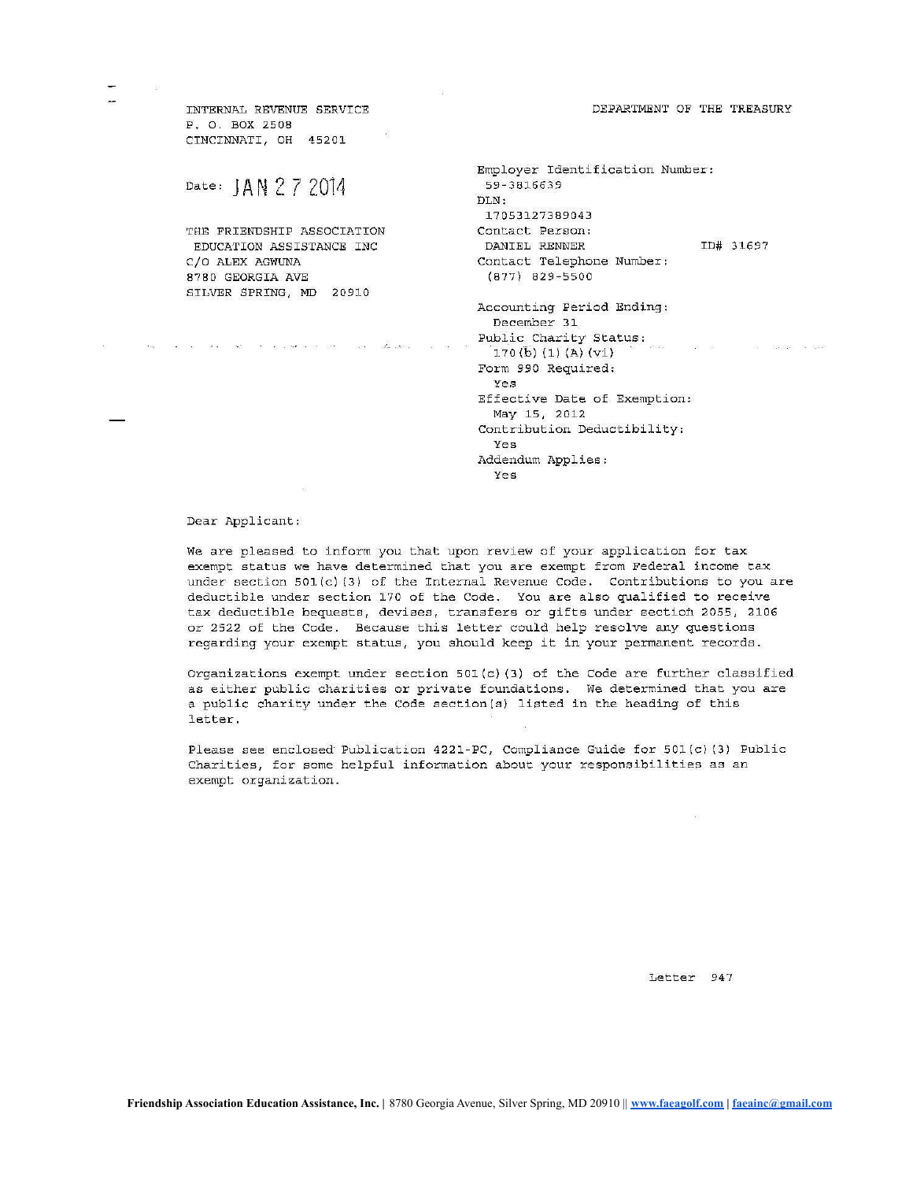INTERNAL REVENUE SERVICE
P. O. BOX 2508
CINCINNATI, OH 45201

DEPARTMENT OF THE TREASURY

Date: JAN 27 2014

THE FRIENDSHIP ASSOCIATION
EDUCATION ASSISTANCE INC
C/O ALEX AGWUNA
8780 GEORGIA AVE
SILVER SPRING, MD 20910

Employer Identification Number:
59-3816639
DLN:
17053127389043
Contact Person:
DANIEL RENNER ID# 31697
Contact Telephone Number:
(877) 829-5500

Accounting Period Ending:
December 31
Public Charity Status:
170(b)(1)(A)(vi)
Form 990 Required:
Yes
Effective Date of Exemption:
May 15, 2012
Contribution Deductibility:
Yes
Addendum Applies:
Yes

Dear Applicant:

We are pleased to inform you that upon review of your application for tax exempt status we have determined that you are exempt from Federal income tax under section 501(c)(3) of the Internal Revenue Code. Contributions to you are deductible under section 170 of the Code. You are also qualified to receive tax deductible bequests, devises, transfers or gifts under section 2055, 2106 or 2522 of the Code. Because this letter could help resolve any questions regarding your exempt status, you should keep it in your permanent records.

Organizations exempt under section 501(c)(3) of the Code are further classified as either public charities or private foundations. We determined that you are a public charity under the Code section(s) listed in the heading of this letter.

Please see enclosed Publication 4221-PC, Compliance Guide for 501(c)(3) Public Charities, for some helpful information about your responsibilities as an exempt organization.

Letter 947

**Friendship Association Education Assistance, Inc.** | 8780 Georgia Avenue, Silver Spring, MD 20910 || [www.faeagolf.com](http://www.faeagolf.com) | [faeainc@gmail.com](mailto:faeainc@gmail.com)